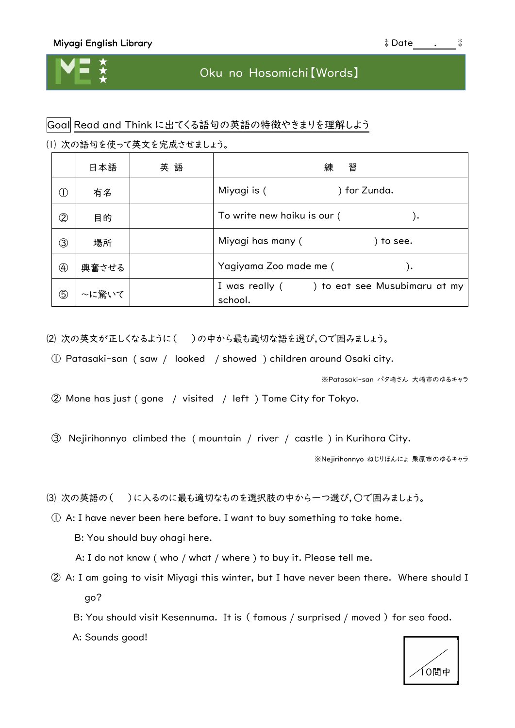Miyagi English Library

Date ＿＿.＿＿

# Oku no Hosomichi【Words】

Goal Read and Think に出てくる語句の英語の特徴やきまりを理解しよう

(1) 次の語句を使って英文を完成させましょう。

| | 日本語 | 英 語 | 練　習 |
|---|---|---|---|
| ① | 有名 | | Miyagi is (　　　　　　　) for Zunda. |
| ② | 目的 | | To write new haiku is our (　　　　　　　). |
| ③ | 場所 | | Miyagi has many (　　　　　　　) to see. |
| ④ | 興奮させる | | Yagiyama Zoo made me (　　　　　　　). |
| ⑤ | ～に驚いて | | I was really (　　　) to eat see Musubimaru at my school. |

(2) 次の英文が正しくなるように(　)の中から最も適切な語を選び,〇で囲みましょう。

① Patasaki-san ( saw / looked / showed ) children around Osaki city.

※Patasaki-san パタ崎さん 大崎市のゆるキャラ

② Mone has just ( gone / visited / left ) Tome City for Tokyo.

③ Nejirihonnyo climbed the ( mountain / river / castle ) in Kurihara City.

※Nejirihonnyo ねじりほんにょ 栗原市のゆるキャラ

(3) 次の英語の(　)に入るのに最も適切なものを選択肢の中から一つ選び,〇で囲みましょう。

① A: I have never been here before. I want to buy something to take home.

B: You should buy ohagi here.

A: I do not know ( who / what / where ) to buy it. Please tell me.

② A: I am going to visit Miyagi this winter, but I have never been there. Where should I go?

B: You should visit Kesennuma. It is ( famous / surprised / moved ) for sea food.

A: Sounds good!

／10問中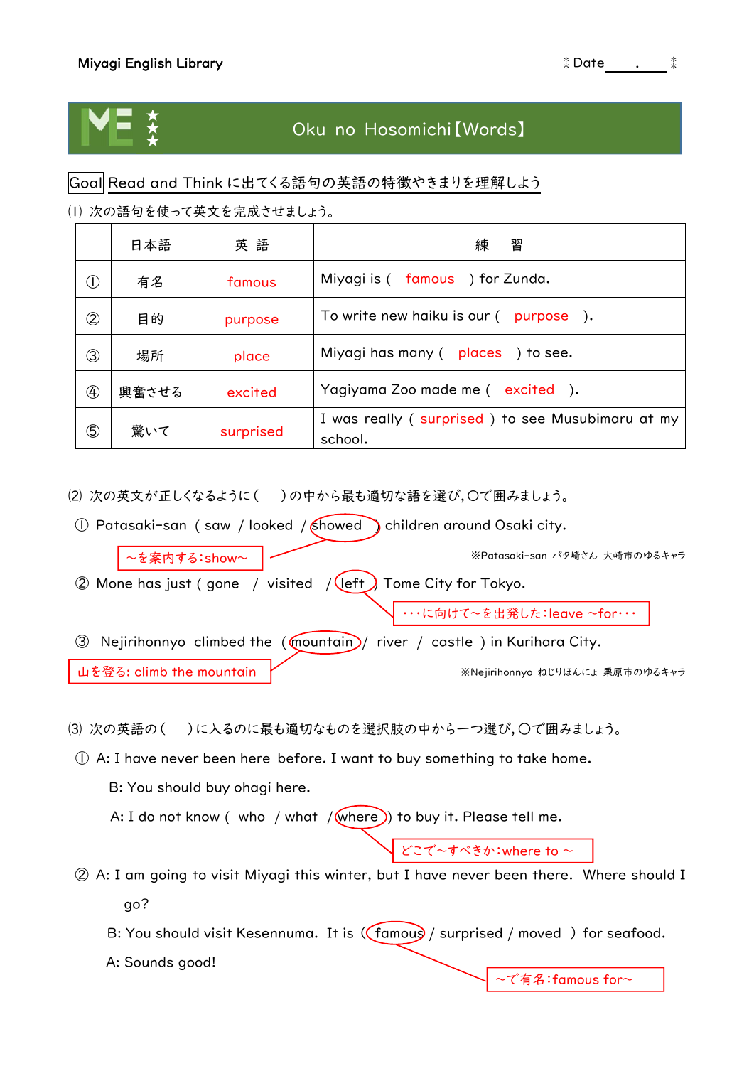Miyagi English Library　　　　　　　　　　　　　　　　　　　　　　　　Date ＿＿.＿＿

# Oku no Hosomichi【Words】

Goal　Read and Think に出てくる語句の英語の特徴やきまりを理解しよう

(1) 次の語句を使って英文を完成させましょう。

| | 日本語 | 英 語 | 練　習 |
|---|---|---|---|
| ① | 有名 | famous | Miyagi is ( famous ) for Zunda. |
| ② | 目的 | purpose | To write new haiku is our ( purpose ). |
| ③ | 場所 | place | Miyagi has many ( places ) to see. |
| ④ | 興奮させる | excited | Yagiyama Zoo made me ( excited ). |
| ⑤ | 驚いて | surprised | I was really ( surprised ) to see Musubimaru at my school. |

(2) 次の英文が正しくなるように (　) の中から最も適切な語を選び, ○で囲みましょう。

① Patasaki-san ( saw / looked / showed ) children around Osaki city.

～を案内する：show～

※Patasaki-san パタ崎さん 大崎市のゆるキャラ

② Mone has just ( gone / visited / left ) Tome City for Tokyo.

・・・に向けて～を出発した：leave ～for・・・

③ Nejirihonnyo climbed the ( mountain / river / castle ) in Kurihara City.

山を登る：climb the mountain

※Nejirihonnyo ねじりほんにょ 栗原市のゆるキャラ

(3) 次の英語の (　) に入るのに最も適切なものを選択肢の中から一つ選び, ○で囲みましょう。

① A: I have never been here before. I want to buy something to take home.

B: You should buy ohagi here.

A: I do not know ( who / what / where ) to buy it. Please tell me.

どこで～すべきか：where to ～

② A: I am going to visit Miyagi this winter, but I have never been there. Where should I go?

B: You should visit Kesennuma. It is ( famous / surprised / moved ) for seafood.

A: Sounds good!

～で有名：famous for～